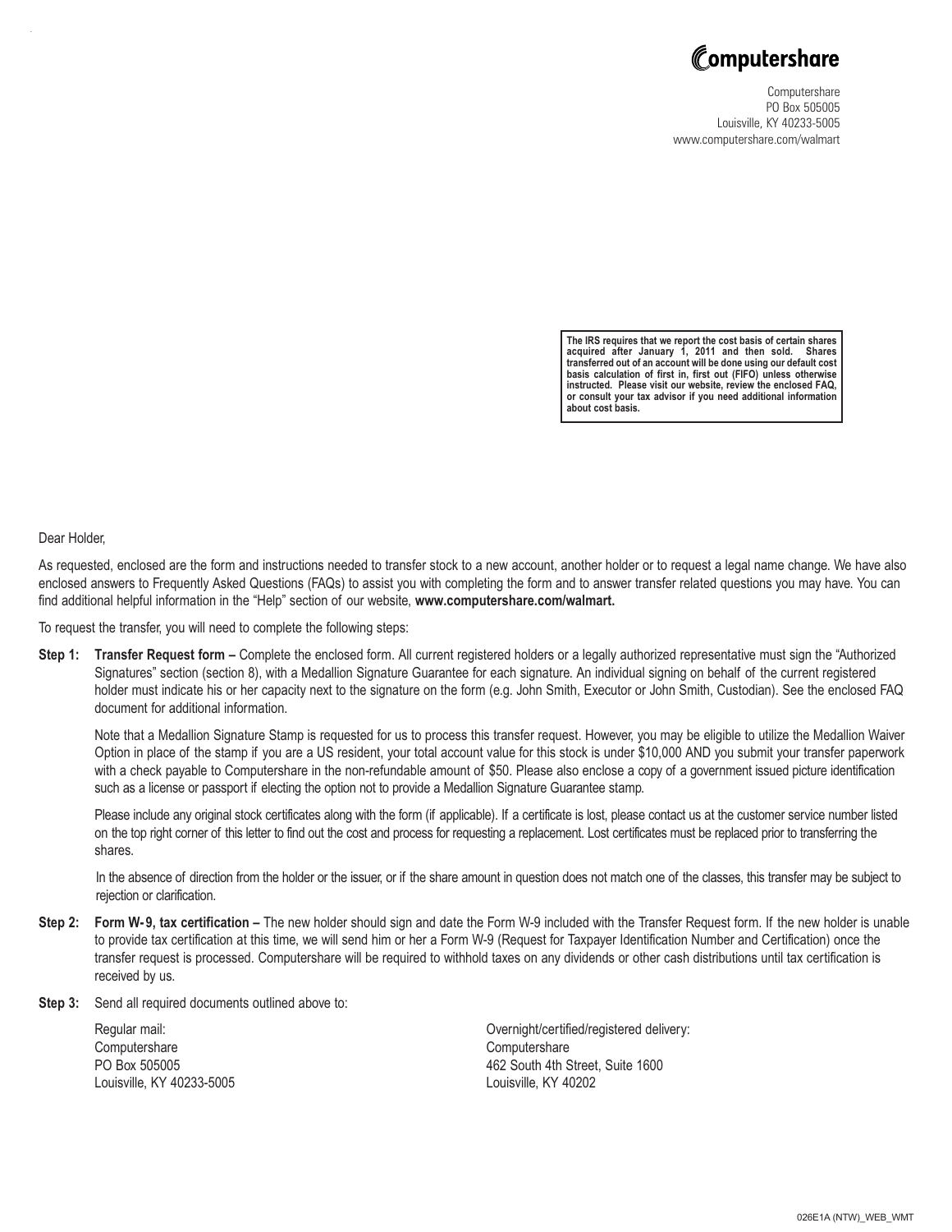**Computershare**

Computershare
PO Box 505005
Louisville, KY 40233-5005
www.computershare.com/walmart

**The IRS requires that we report the cost basis of certain shares acquired after January 1, 2011 and then sold. Shares transferred out of an account will be done using our default cost basis calculation of first in, first out (FIFO) unless otherwise instructed. Please visit our website, review the enclosed FAQ, or consult your tax advisor if you need additional information about cost basis.**

Dear Holder,

As requested, enclosed are the form and instructions needed to transfer stock to a new account, another holder or to request a legal name change. We have also enclosed answers to Frequently Asked Questions (FAQs) to assist you with completing the form and to answer transfer related questions you may have. You can find additional helpful information in the "Help" section of our website, **www.computershare.com/walmart.**

To request the transfer, you will need to complete the following steps:

**Step 1: Transfer Request form –** Complete the enclosed form. All current registered holders or a legally authorized representative must sign the "Authorized Signatures" section (section 8), with a Medallion Signature Guarantee for each signature. An individual signing on behalf of the current registered holder must indicate his or her capacity next to the signature on the form (e.g. John Smith, Executor or John Smith, Custodian). See the enclosed FAQ document for additional information.

Note that a Medallion Signature Stamp is requested for us to process this transfer request. However, you may be eligible to utilize the Medallion Waiver Option in place of the stamp if you are a US resident, your total account value for this stock is under $10,000 AND you submit your transfer paperwork with a check payable to Computershare in the non-refundable amount of $50. Please also enclose a copy of a government issued picture identification such as a license or passport if electing the option not to provide a Medallion Signature Guarantee stamp.

Please include any original stock certificates along with the form (if applicable). If a certificate is lost, please contact us at the customer service number listed on the top right corner of this letter to find out the cost and process for requesting a replacement. Lost certificates must be replaced prior to transferring the shares.

In the absence of direction from the holder or the issuer, or if the share amount in question does not match one of the classes, this transfer may be subject to rejection or clarification.

**Step 2: Form W-9, tax certification –** The new holder should sign and date the Form W-9 included with the Transfer Request form. If the new holder is unable to provide tax certification at this time, we will send him or her a Form W-9 (Request for Taxpayer Identification Number and Certification) once the transfer request is processed. Computershare will be required to withhold taxes on any dividends or other cash distributions until tax certification is received by us.

**Step 3:** Send all required documents outlined above to:

Regular mail:
Computershare
PO Box 505005
Louisville, KY 40233-5005

Overnight/certified/registered delivery:
Computershare
462 South 4th Street, Suite 1600
Louisville, KY 40202

026E1A (NTW)_WEB_WMT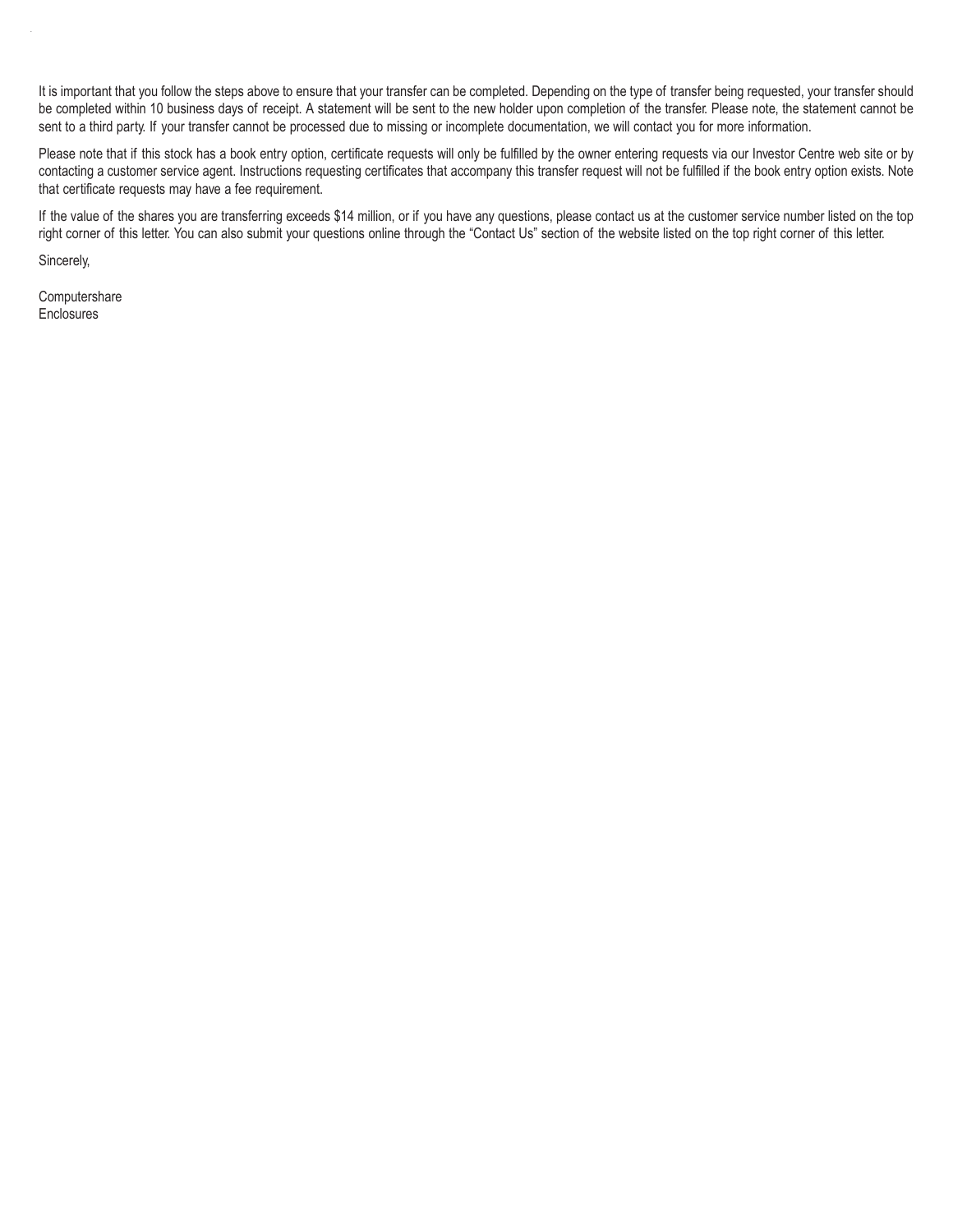It is important that you follow the steps above to ensure that your transfer can be completed. Depending on the type of transfer being requested, your transfer should be completed within 10 business days of receipt. A statement will be sent to the new holder upon completion of the transfer. Please note, the statement cannot be sent to a third party. If your transfer cannot be processed due to missing or incomplete documentation, we will contact you for more information.

Please note that if this stock has a book entry option, certificate requests will only be fulfilled by the owner entering requests via our Investor Centre web site or by contacting a customer service agent. Instructions requesting certificates that accompany this transfer request will not be fulfilled if the book entry option exists. Note that certificate requests may have a fee requirement.

If the value of the shares you are transferring exceeds $14 million, or if you have any questions, please contact us at the customer service number listed on the top right corner of this letter. You can also submit your questions online through the "Contact Us" section of the website listed on the top right corner of this letter.

Sincerely,

Computershare
Enclosures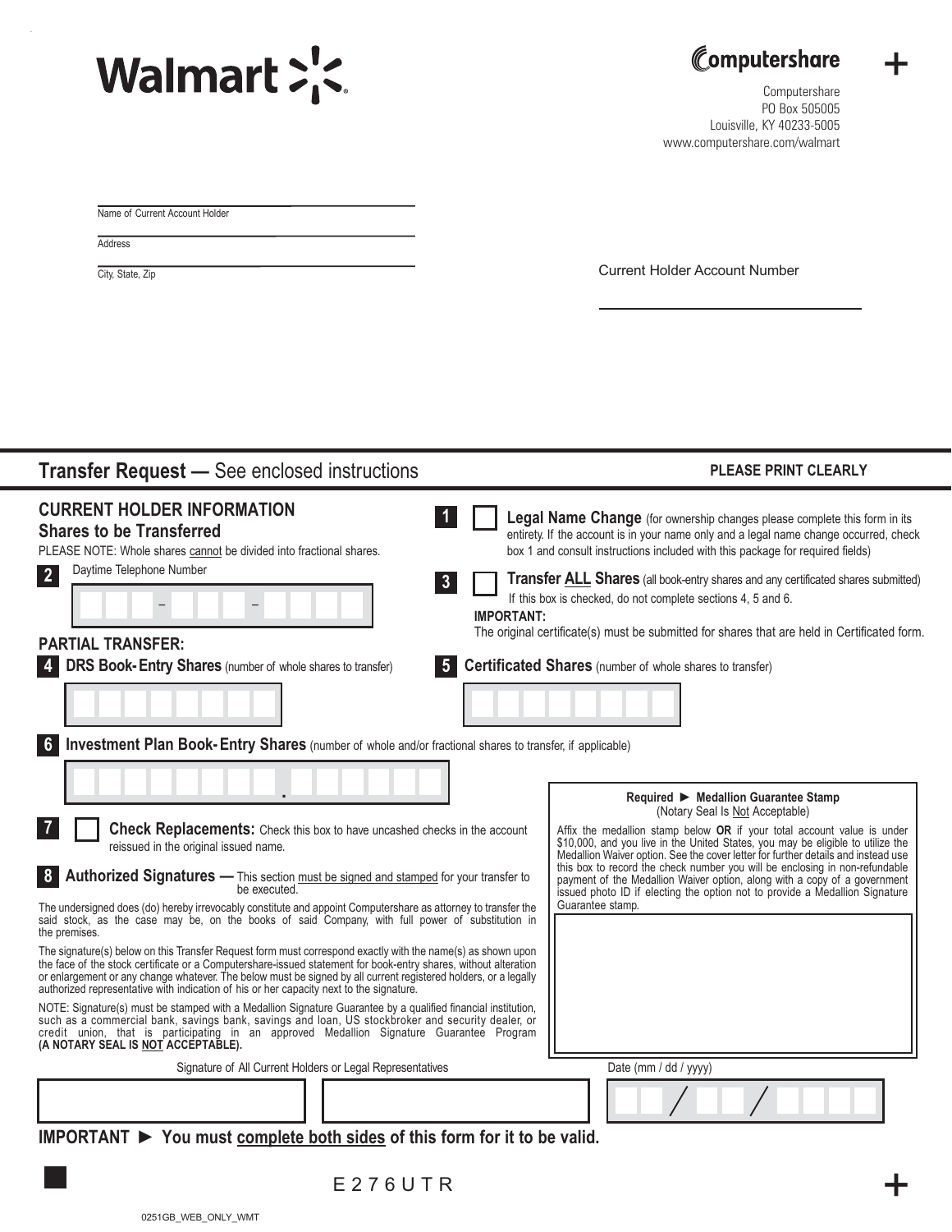Walmart

Computershare

Computershare
PO Box 505005
Louisville, KY 40233-5005
www.computershare.com/walmart

Name of Current Account Holder

Address

City, State, Zip

Current Holder Account Number

## Transfer Request — See enclosed instructions

**PLEASE PRINT CLEARLY**

### CURRENT HOLDER INFORMATION
### Shares to be Transferred

PLEASE NOTE: Whole shares cannot be divided into fractional shares.

**2** Daytime Telephone Number

**1** ☐ **Legal Name Change** (for ownership changes please complete this form in its entirety. If the account is in your name only and a legal name change occurred, check box 1 and consult instructions included with this package for required fields)

**3** ☐ **Transfer ALL Shares** (all book-entry shares and any certificated shares submitted)
If this box is checked, do not complete sections 4, 5 and 6.

**IMPORTANT:**
The original certificate(s) must be submitted for shares that are held in Certificated form.

**PARTIAL TRANSFER:**

**4** **DRS Book-Entry Shares** (number of whole shares to transfer)

**5** **Certificated Shares** (number of whole shares to transfer)

**6** **Investment Plan Book-Entry Shares** (number of whole and/or fractional shares to transfer, if applicable)

**7** ☐ **Check Replacements:** Check this box to have uncashed checks in the account reissued in the original issued name.

**8** **Authorized Signatures —** This section must be signed and stamped for your transfer to be executed.

The undersigned does (do) hereby irrevocably constitute and appoint Computershare as attorney to transfer the said stock, as the case may be, on the books of said Company, with full power of substitution in the premises.

The signature(s) below on this Transfer Request form must correspond exactly with the name(s) as shown upon the face of the stock certificate or a Computershare-issued statement for book-entry shares, without alteration or enlargement or any change whatever. The below must be signed by all current registered holders, or a legally authorized representative with indication of his or her capacity next to the signature.

NOTE: Signature(s) must be stamped with a Medallion Signature Guarantee by a qualified financial institution, such as a commercial bank, savings bank, savings and loan, US stockbroker and security dealer, or credit union, that is participating in an approved Medallion Signature Guarantee Program **(A NOTARY SEAL IS NOT ACCEPTABLE).**

**Required ► Medallion Guarantee Stamp**
(Notary Seal Is Not Acceptable)

Affix the medallion stamp below **OR** if your total account value is under $10,000, and you live in the United States, you may be eligible to utilize the Medallion Waiver option. See the cover letter for further details and instead use this box to record the check number you will be enclosing in non-refundable payment of the Medallion Waiver option, along with a copy of a government issued photo ID if electing the option not to provide a Medallion Signature Guarantee stamp.

Signature of All Current Holders or Legal Representatives

Date (mm / dd / yyyy)

**IMPORTANT ► You must complete both sides of this form for it to be valid.**

E276UTR

0251GB_WEB_ONLY_WMT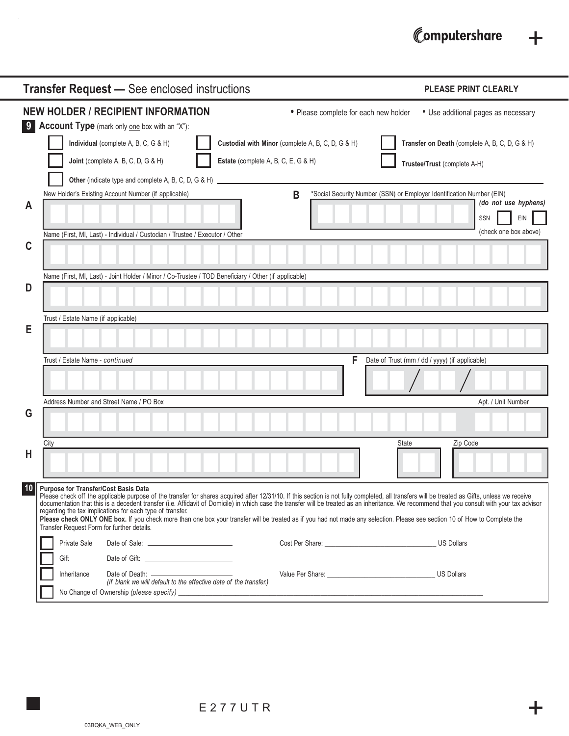Computershare

## Transfer Request — See enclosed instructions

**PLEASE PRINT CLEARLY**

### NEW HOLDER / RECIPIENT INFORMATION

• Please complete for each new holder • Use additional pages as necessary

**9 Account Type** (mark only one box with an "X"):

- ☐ **Individual** (complete A, B, C, G & H)
- ☐ **Custodial with Minor** (complete A, B, C, D, G & H)
- ☐ **Transfer on Death** (complete A, B, C, D, G & H)
- ☐ **Joint** (complete A, B, C, D, G & H)
- ☐ **Estate** (complete A, B, C, E, G & H)
- ☐ **Trustee/Trust** (complete A-H)
- ☐ **Other** (indicate type and complete A, B, C, D, G & H) ______________________

**A** New Holder's Existing Account Number (if applicable)

**B** *Social Security Number (SSN) or Employer Identification Number (EIN) ***(do not use hyphens)*** SSN ☐ EIN ☐ (check one box above)

**C** Name (First, MI, Last) - Individual / Custodian / Trustee / Executor / Other

**D** Name (First, MI, Last) - Joint Holder / Minor / Co-Trustee / TOD Beneficiary / Other (if applicable)

**E** Trust / Estate Name (if applicable)

Trust / Estate Name - *continued*

**F** Date of Trust (mm / dd / yyyy) (if applicable) ___ / ___ / ____

**G** Address Number and Street Name / PO Box — Apt. / Unit Number

**H** City — State — Zip Code

**10 Purpose for Transfer/Cost Basis Data**

Please check off the applicable purpose of the transfer for shares acquired after 12/31/10. If this section is not fully completed, all transfers will be treated as Gifts, unless we receive documentation that this is a decedent transfer (i.e. Affidavit of Domicile) in which case the transfer will be treated as an inheritance. We recommend that you consult with your tax advisor regarding the tax implications for each type of transfer.

**Please check ONLY ONE box.** If you check more than one box your transfer will be treated as if you had not made any selection. Please see section 10 of How to Complete the Transfer Request Form for further details.

- ☐ Private Sale — Date of Sale: ______________ Cost Per Share: ______________ US Dollars
- ☐ Gift — Date of Gift: ______________
- ☐ Inheritance — Date of Death: ______________ Value Per Share: ______________ US Dollars
  *(If blank we will default to the effective date of the transfer.)*
- ☐ No Change of Ownership *(please specify)* ______________________________

E 2 7 7 U T R

03BQKA_WEB_ONLY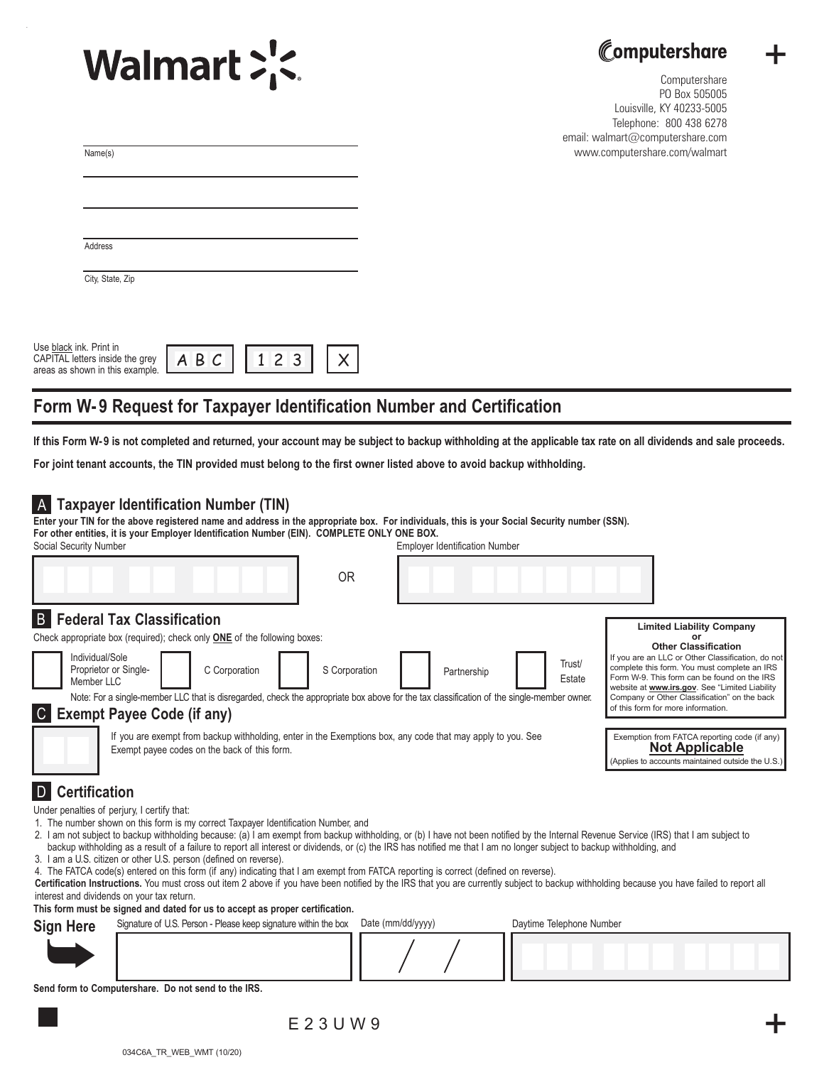Walmart

Computershare
Computershare
PO Box 505005
Louisville, KY 40233-5005
Telephone: 800 438 6278
email: walmart@computershare.com
www.computershare.com/walmart

Name(s)

Address

City, State, Zip

Use black ink. Print in CAPITAL letters inside the grey areas as shown in this example. A B C 1 2 3 X

# Form W-9 Request for Taxpayer Identification Number and Certification

**If this Form W-9 is not completed and returned, your account may be subject to backup withholding at the applicable tax rate on all dividends and sale proceeds.**

**For joint tenant accounts, the TIN provided must belong to the first owner listed above to avoid backup withholding.**

## A Taxpayer Identification Number (TIN)

**Enter your TIN for the above registered name and address in the appropriate box. For individuals, this is your Social Security number (SSN). For other entities, it is your Employer Identification Number (EIN). COMPLETE ONLY ONE BOX.**

Social Security Number OR Employer Identification Number

## B Federal Tax Classification

Check appropriate box (required); check only **ONE** of the following boxes:

- Individual/Sole Proprietor or Single-Member LLC
- C Corporation
- S Corporation
- Partnership
- Trust/ Estate

Note: For a single-member LLC that is disregarded, check the appropriate box above for the tax classification of the single-member owner.

**Limited Liability Company or Other Classification**
If you are an LLC or Other Classification, do not complete this form. You must complete an IRS Form W-9. This form can be found on the IRS website at **www.irs.gov**. See "Limited Liability Company or Other Classification" on the back of this form for more information.

## C Exempt Payee Code (if any)

If you are exempt from backup withholding, enter in the Exemptions box, any code that may apply to you. See Exempt payee codes on the back of this form.

Exemption from FATCA reporting code (if any)
**Not Applicable**
(Applies to accounts maintained outside the U.S.)

## D Certification

Under penalties of perjury, I certify that:

1. The number shown on this form is my correct Taxpayer Identification Number, and
2. I am not subject to backup withholding because: (a) I am exempt from backup withholding, or (b) I have not been notified by the Internal Revenue Service (IRS) that I am subject to backup withholding as a result of a failure to report all interest or dividends, or (c) the IRS has notified me that I am no longer subject to backup withholding, and
3. I am a U.S. citizen or other U.S. person (defined on reverse).
4. The FATCA code(s) entered on this form (if any) indicating that I am exempt from FATCA reporting is correct (defined on reverse).

**Certification Instructions.** You must cross out item 2 above if you have been notified by the IRS that you are currently subject to backup withholding because you have failed to report all interest and dividends on your tax return.

**This form must be signed and dated for us to accept as proper certification.**

**Sign Here**

| Signature of U.S. Person - Please keep signature within the box | Date (mm/dd/yyyy) | Daytime Telephone Number |
|---|---|---|
| | / / | |

**Send form to Computershare. Do not send to the IRS.**

E 2 3 U W 9

034C6A_TR_WEB_WMT (10/20)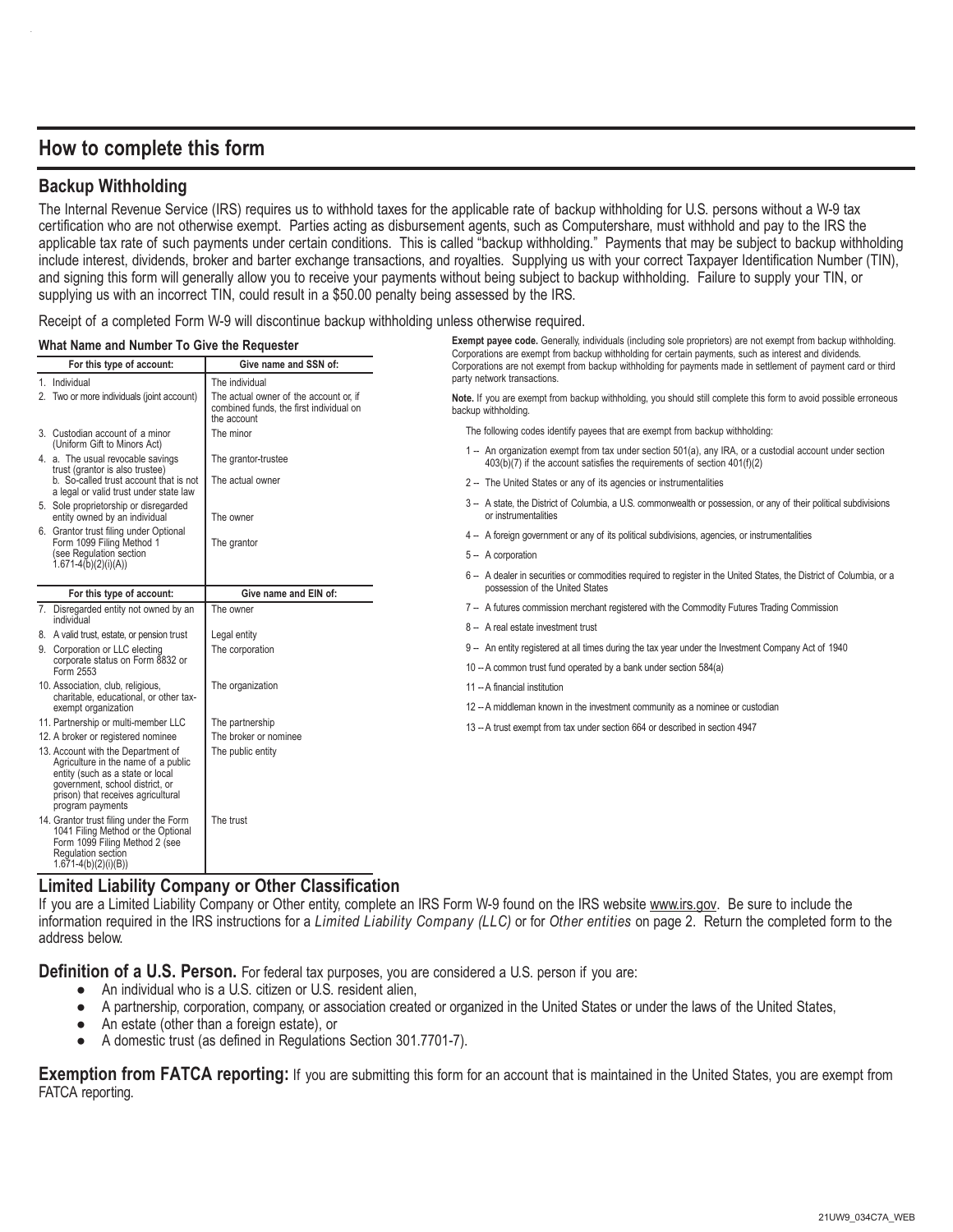## How to complete this form

### Backup Withholding

The Internal Revenue Service (IRS) requires us to withhold taxes for the applicable rate of backup withholding for U.S. persons without a W-9 tax certification who are not otherwise exempt. Parties acting as disbursement agents, such as Computershare, must withhold and pay to the IRS the applicable tax rate of such payments under certain conditions. This is called "backup withholding." Payments that may be subject to backup withholding include interest, dividends, broker and barter exchange transactions, and royalties. Supplying us with your correct Taxpayer Identification Number (TIN), and signing this form will generally allow you to receive your payments without being subject to backup withholding. Failure to supply your TIN, or supplying us with an incorrect TIN, could result in a $50.00 penalty being assessed by the IRS.

Receipt of a completed Form W-9 will discontinue backup withholding unless otherwise required.

**What Name and Number To Give the Requester**

| For this type of account: | Give name and SSN of: |
|---|---|
| 1. Individual | The individual |
| 2. Two or more individuals (joint account) | The actual owner of the account or, if combined funds, the first individual on the account |
| 3. Custodian account of a minor (Uniform Gift to Minors Act) | The minor |
| 4. a. The usual revocable savings trust (grantor is also trustee) | The grantor-trustee |
| b. So-called trust account that is not a legal or valid trust under state law | The actual owner |
| 5. Sole proprietorship or disregarded entity owned by an individual | The owner |
| 6. Grantor trust filing under Optional Form 1099 Filing Method 1 (see Regulation section 1.671-4(b)(2)(i)(A)) | The grantor |
| **For this type of account:** | **Give name and EIN of:** |
| 7. Disregarded entity not owned by an individual | The owner |
| 8. A valid trust, estate, or pension trust | Legal entity |
| 9. Corporation or LLC electing corporate status on Form 8832 or Form 2553 | The corporation |
| 10. Association, club, religious, charitable, educational, or other tax-exempt organization | The organization |
| 11. Partnership or multi-member LLC | The partnership |
| 12. A broker or registered nominee | The broker or nominee |
| 13. Account with the Department of Agriculture in the name of a public entity (such as a state or local government, school district, or prison) that receives agricultural program payments | The public entity |
| 14. Grantor trust filing under the Form 1041 Filing Method or the Optional Form 1099 Filing Method 2 (see Regulation section 1.671-4(b)(2)(i)(B)) | The trust |

**Exempt payee code.** Generally, individuals (including sole proprietors) are not exempt from backup withholding. Corporations are exempt from backup withholding for certain payments, such as interest and dividends. Corporations are not exempt from backup withholding for payments made in settlement of payment card or third party network transactions.

**Note.** If you are exempt from backup withholding, you should still complete this form to avoid possible erroneous backup withholding.

The following codes identify payees that are exempt from backup withholding:

1 -- An organization exempt from tax under section 501(a), any IRA, or a custodial account under section 403(b)(7) if the account satisfies the requirements of section 401(f)(2)

2 -- The United States or any of its agencies or instrumentalities

3 -- A state, the District of Columbia, a U.S. commonwealth or possession, or any of their political subdivisions or instrumentalities

4 -- A foreign government or any of its political subdivisions, agencies, or instrumentalities

5 -- A corporation

6 -- A dealer in securities or commodities required to register in the United States, the District of Columbia, or a possession of the United States

7 -- A futures commission merchant registered with the Commodity Futures Trading Commission

8 -- A real estate investment trust

9 -- An entity registered at all times during the tax year under the Investment Company Act of 1940

10 -- A common trust fund operated by a bank under section 584(a)

11 -- A financial institution

12 -- A middleman known in the investment community as a nominee or custodian

13 -- A trust exempt from tax under section 664 or described in section 4947

### Limited Liability Company or Other Classification

If you are a Limited Liability Company or Other entity, complete an IRS Form W-9 found on the IRS website www.irs.gov. Be sure to include the information required in the IRS instructions for a *Limited Liability Company (LLC)* or for *Other entities* on page 2. Return the completed form to the address below.

**Definition of a U.S. Person.** For federal tax purposes, you are considered a U.S. person if you are:

- An individual who is a U.S. citizen or U.S. resident alien,
- A partnership, corporation, company, or association created or organized in the United States or under the laws of the United States,
- An estate (other than a foreign estate), or
- A domestic trust (as defined in Regulations Section 301.7701-7).

**Exemption from FATCA reporting:** If you are submitting this form for an account that is maintained in the United States, you are exempt from FATCA reporting.

21UW9_034C7A_WEB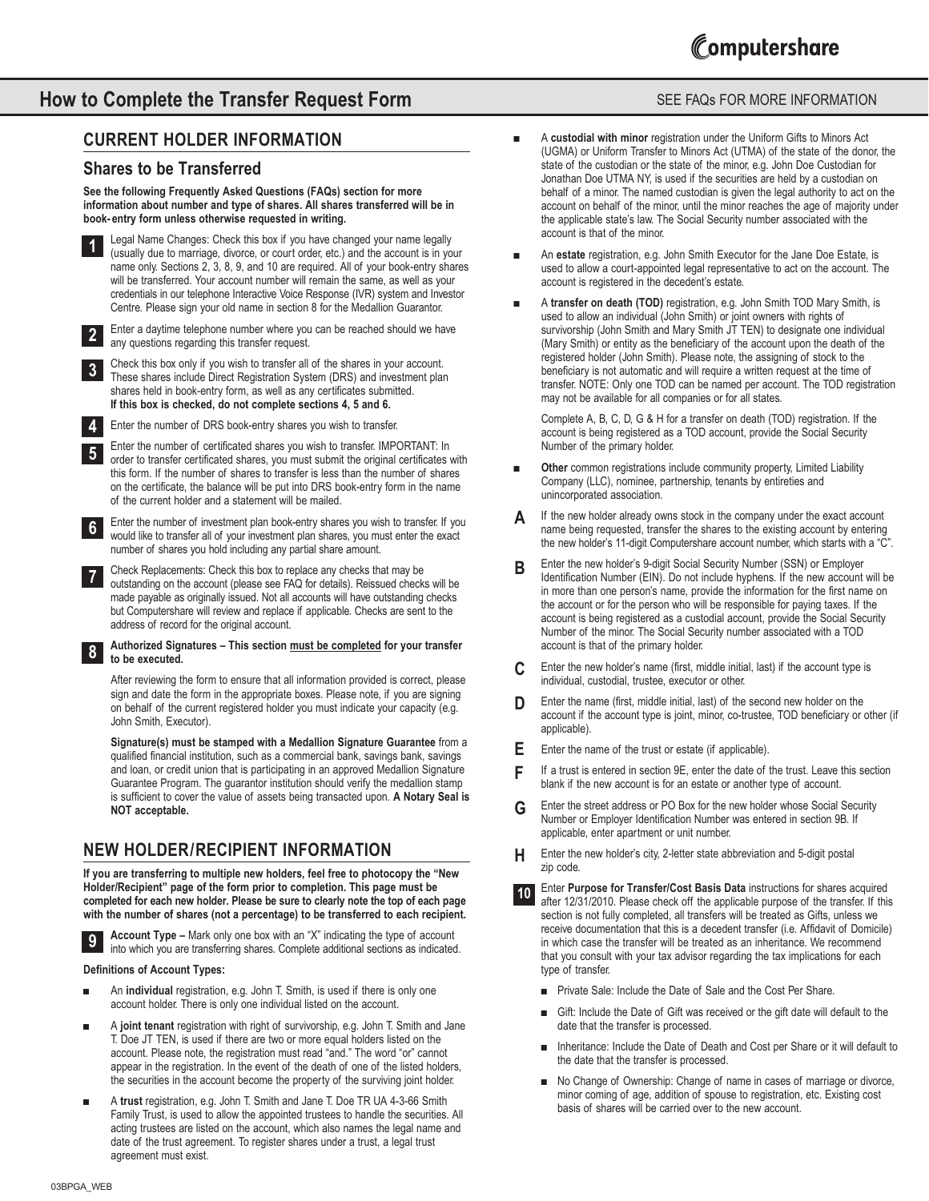# How to Complete the Transfer Request Form

SEE FAQs FOR MORE INFORMATION

## CURRENT HOLDER INFORMATION

### Shares to be Transferred

**See the following Frequently Asked Questions (FAQs) section for more information about number and type of shares. All shares transferred will be in book- entry form unless otherwise requested in writing.**

**1** Legal Name Changes: Check this box if you have changed your name legally (usually due to marriage, divorce, or court order, etc.) and the account is in your name only. Sections 2, 3, 8, 9, and 10 are required. All of your book-entry shares will be transferred. Your account number will remain the same, as well as your credentials in our telephone Interactive Voice Response (IVR) system and Investor Centre. Please sign your old name in section 8 for the Medallion Guarantor.

**2** Enter a daytime telephone number where you can be reached should we have any questions regarding this transfer request.

**3** Check this box only if you wish to transfer all of the shares in your account. These shares include Direct Registration System (DRS) and investment plan shares held in book-entry form, as well as any certificates submitted. **If this box is checked, do not complete sections 4, 5 and 6.**

**4** Enter the number of DRS book-entry shares you wish to transfer.

**5** Enter the number of certificated shares you wish to transfer. IMPORTANT: In order to transfer certificated shares, you must submit the original certificates with this form. If the number of shares to transfer is less than the number of shares on the certificate, the balance will be put into DRS book-entry form in the name of the current holder and a statement will be mailed.

**6** Enter the number of investment plan book-entry shares you wish to transfer. If you would like to transfer all of your investment plan shares, you must enter the exact number of shares you hold including any partial share amount.

**7** Check Replacements: Check this box to replace any checks that may be outstanding on the account (please see FAQ for details). Reissued checks will be made payable as originally issued. Not all accounts will have outstanding checks but Computershare will review and replace if applicable. Checks are sent to the address of record for the original account.

**8** **Authorized Signatures – This section must be completed for your transfer to be executed.**

After reviewing the form to ensure that all information provided is correct, please sign and date the form in the appropriate boxes. Please note, if you are signing on behalf of the current registered holder you must indicate your capacity (e.g. John Smith, Executor).

**Signature(s) must be stamped with a Medallion Signature Guarantee** from a qualified financial institution, such as a commercial bank, savings bank, savings and loan, or credit union that is participating in an approved Medallion Signature Guarantee Program. The guarantor institution should verify the medallion stamp is sufficient to cover the value of assets being transacted upon. **A Notary Seal is NOT acceptable.**

## NEW HOLDER/RECIPIENT INFORMATION

**If you are transferring to multiple new holders, feel free to photocopy the "New Holder/Recipient" page of the form prior to completion. This page must be completed for each new holder. Please be sure to clearly note the top of each page with the number of shares (not a percentage) to be transferred to each recipient.**

**9** **Account Type –** Mark only one box with an "X" indicating the type of account into which you are transferring shares. Complete additional sections as indicated.

**Definitions of Account Types:**

- An **individual** registration, e.g. John T. Smith, is used if there is only one account holder. There is only one individual listed on the account.
- A **joint tenant** registration with right of survivorship, e.g. John T. Smith and Jane T. Doe JT TEN, is used if there are two or more equal holders listed on the account. Please note, the registration must read "and." The word "or" cannot appear in the registration. In the event of the death of one of the listed holders, the securities in the account become the property of the surviving joint holder.
- A **trust** registration, e.g. John T. Smith and Jane T. Doe TR UA 4-3-66 Smith Family Trust, is used to allow the appointed trustees to handle the securities. All acting trustees are listed on the account, which also names the legal name and date of the trust agreement. To register shares under a trust, a legal trust agreement must exist.
- A **custodial with minor** registration under the Uniform Gifts to Minors Act (UGMA) or Uniform Transfer to Minors Act (UTMA) of the state of the donor, the state of the custodian or the state of the minor, e.g. John Doe Custodian for Jonathan Doe UTMA NY, is used if the securities are held by a custodian on behalf of a minor. The named custodian is given the legal authority to act on the account on behalf of the minor, until the minor reaches the age of majority under the applicable state's law. The Social Security number associated with the account is that of the minor.
- An **estate** registration, e.g. John Smith Executor for the Jane Doe Estate, is used to allow a court-appointed legal representative to act on the account. The account is registered in the decedent's estate.
- A **transfer on death (TOD)** registration, e.g. John Smith TOD Mary Smith, is used to allow an individual (John Smith) or joint owners with rights of survivorship (John Smith and Mary Smith JT TEN) to designate one individual (Mary Smith) or entity as the beneficiary of the account upon the death of the registered holder (John Smith). Please note, the assigning of stock to the beneficiary is not automatic and will require a written request at the time of transfer. NOTE: Only one TOD can be named per account. The TOD registration may not be available for all companies or for all states.

  Complete A, B, C, D, G & H for a transfer on death (TOD) registration. If the account is being registered as a TOD account, provide the Social Security Number of the primary holder.
- **Other** common registrations include community property, Limited Liability Company (LLC), nominee, partnership, tenants by entireties and unincorporated association.

**A** If the new holder already owns stock in the company under the exact account name being requested, transfer the shares to the existing account by entering the new holder's 11-digit Computershare account number, which starts with a "C".

**B** Enter the new holder's 9-digit Social Security Number (SSN) or Employer Identification Number (EIN). Do not include hyphens. If the new account will be in more than one person's name, provide the information for the first name on the account or for the person who will be responsible for paying taxes. If the account is being registered as a custodial account, provide the Social Security Number of the minor. The Social Security number associated with a TOD account is that of the primary holder.

**C** Enter the new holder's name (first, middle initial, last) if the account type is individual, custodial, trustee, executor or other.

**D** Enter the name (first, middle initial, last) of the second new holder on the account if the account type is joint, minor, co-trustee, TOD beneficiary or other (if applicable).

**E** Enter the name of the trust or estate (if applicable).

**F** If a trust is entered in section 9E, enter the date of the trust. Leave this section blank if the new account is for an estate or another type of account.

**G** Enter the street address or PO Box for the new holder whose Social Security Number or Employer Identification Number was entered in section 9B. If applicable, enter apartment or unit number.

**H** Enter the new holder's city, 2-letter state abbreviation and 5-digit postal zip code.

**10** Enter **Purpose for Transfer/Cost Basis Data** instructions for shares acquired after 12/31/2010. Please check off the applicable purpose of the transfer. If this section is not fully completed, all transfers will be treated as Gifts, unless we receive documentation that this is a decedent transfer (i.e. Affidavit of Domicile) in which case the transfer will be treated as an inheritance. We recommend that you consult with your tax advisor regarding the tax implications for each type of transfer.

- Private Sale: Include the Date of Sale and the Cost Per Share.
- Gift: Include the Date of Gift was received or the gift date will default to the date that the transfer is processed.
- Inheritance: Include the Date of Death and Cost per Share or it will default to the date that the transfer is processed.
- No Change of Ownership: Change of name in cases of marriage or divorce, minor coming of age, addition of spouse to registration, etc. Existing cost basis of shares will be carried over to the new account.

03BPGA_WEB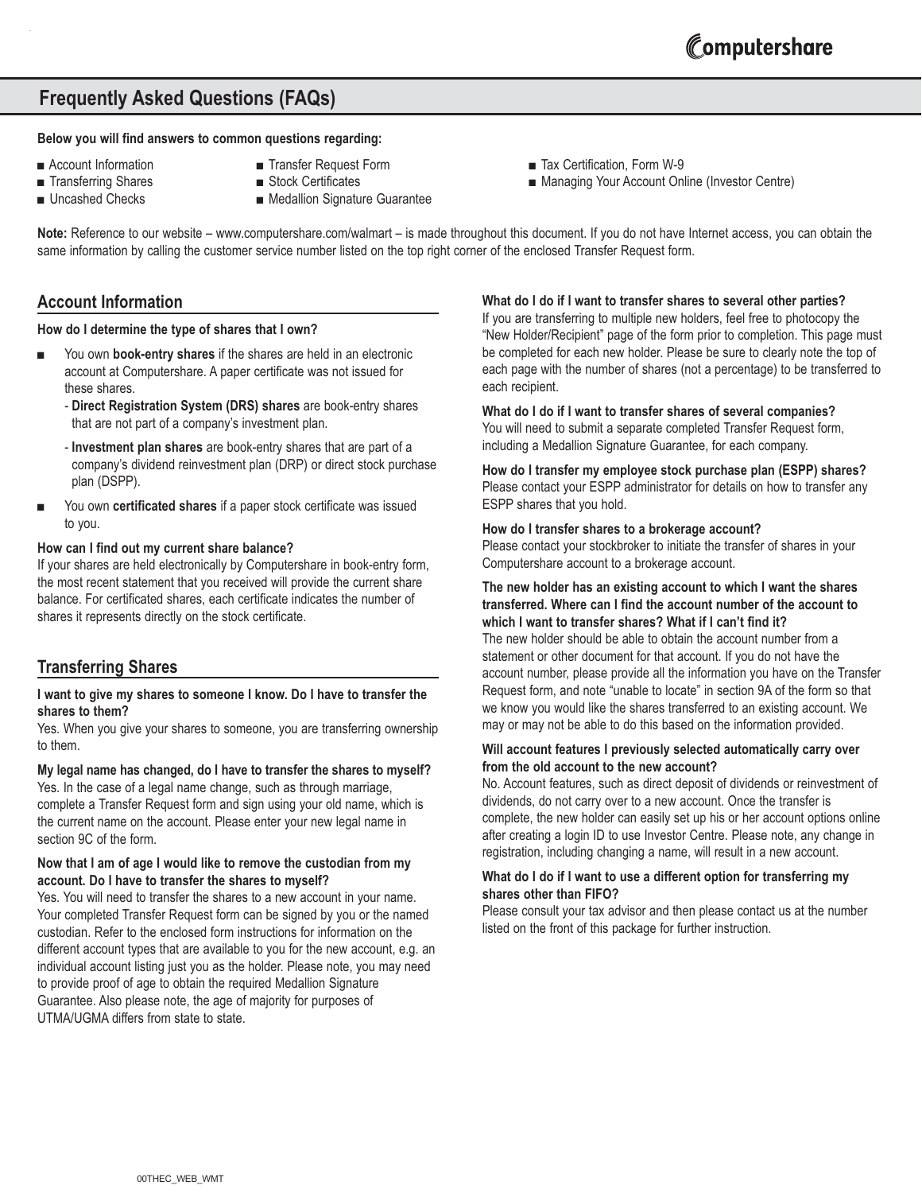## Frequently Asked Questions (FAQs)

**Below you will find answers to common questions regarding:**

- Account Information
- Transferring Shares
- Uncashed Checks
- Transfer Request Form
- Stock Certificates
- Medallion Signature Guarantee
- Tax Certification, Form W-9
- Managing Your Account Online (Investor Centre)

**Note:** Reference to our website – www.computershare.com/walmart – is made throughout this document. If you do not have Internet access, you can obtain the same information by calling the customer service number listed on the top right corner of the enclosed Transfer Request form.

### Account Information

**How do I determine the type of shares that I own?**

- You own **book-entry shares** if the shares are held in an electronic account at Computershare. A paper certificate was not issued for these shares.
  - **Direct Registration System (DRS) shares** are book-entry shares that are not part of a company's investment plan.
  - **Investment plan shares** are book-entry shares that are part of a company's dividend reinvestment plan (DRP) or direct stock purchase plan (DSPP).
- You own **certificated shares** if a paper stock certificate was issued to you.

**How can I find out my current share balance?**

If your shares are held electronically by Computershare in book-entry form, the most recent statement that you received will provide the current share balance. For certificated shares, each certificate indicates the number of shares it represents directly on the stock certificate.

### Transferring Shares

**I want to give my shares to someone I know. Do I have to transfer the shares to them?**

Yes. When you give your shares to someone, you are transferring ownership to them.

**My legal name has changed, do I have to transfer the shares to myself?**

Yes. In the case of a legal name change, such as through marriage, complete a Transfer Request form and sign using your old name, which is the current name on the account. Please enter your new legal name in section 9C of the form.

**Now that I am of age I would like to remove the custodian from my account. Do I have to transfer the shares to myself?**

Yes. You will need to transfer the shares to a new account in your name. Your completed Transfer Request form can be signed by you or the named custodian. Refer to the enclosed form instructions for information on the different account types that are available to you for the new account, e.g. an individual account listing just you as the holder. Please note, you may need to provide proof of age to obtain the required Medallion Signature Guarantee. Also please note, the age of majority for purposes of UTMA/UGMA differs from state to state.

**What do I do if I want to transfer shares to several other parties?**

If you are transferring to multiple new holders, feel free to photocopy the "New Holder/Recipient" page of the form prior to completion. This page must be completed for each new holder. Please be sure to clearly note the top of each page with the number of shares (not a percentage) to be transferred to each recipient.

**What do I do if I want to transfer shares of several companies?**

You will need to submit a separate completed Transfer Request form, including a Medallion Signature Guarantee, for each company.

**How do I transfer my employee stock purchase plan (ESPP) shares?**

Please contact your ESPP administrator for details on how to transfer any ESPP shares that you hold.

**How do I transfer shares to a brokerage account?**

Please contact your stockbroker to initiate the transfer of shares in your Computershare account to a brokerage account.

**The new holder has an existing account to which I want the shares transferred. Where can I find the account number of the account to which I want to transfer shares? What if I can't find it?**

The new holder should be able to obtain the account number from a statement or other document for that account. If you do not have the account number, please provide all the information you have on the Transfer Request form, and note "unable to locate" in section 9A of the form so that we know you would like the shares transferred to an existing account. We may or may not be able to do this based on the information provided.

**Will account features I previously selected automatically carry over from the old account to the new account?**

No. Account features, such as direct deposit of dividends or reinvestment of dividends, do not carry over to a new account. Once the transfer is complete, the new holder can easily set up his or her account options online after creating a login ID to use Investor Centre. Please note, any change in registration, including changing a name, will result in a new account.

**What do I do if I want to use a different option for transferring my shares other than FIFO?**

Please consult your tax advisor and then please contact us at the number listed on the front of this package for further instruction.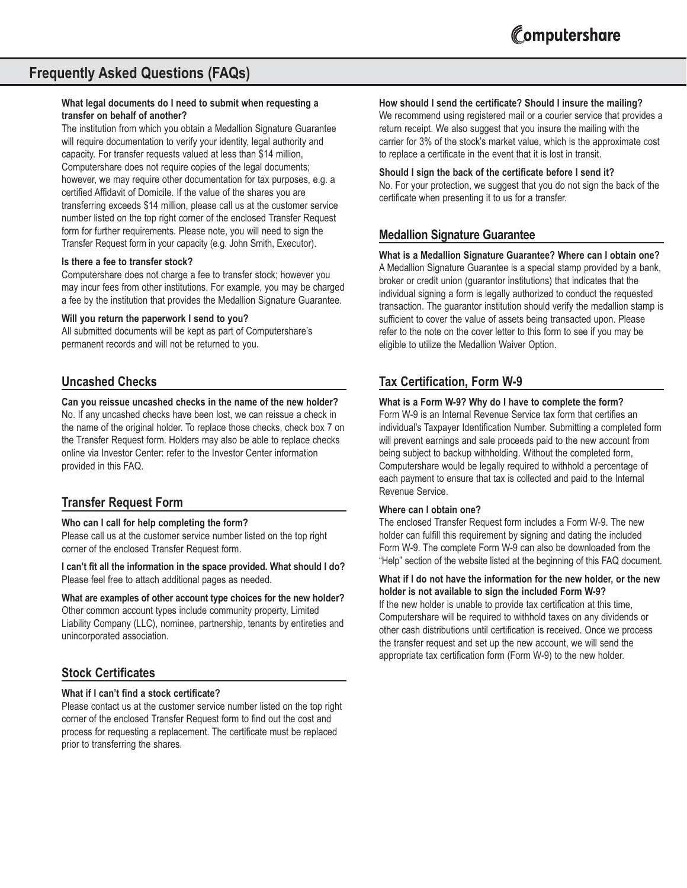# Frequently Asked Questions (FAQs)

**What legal documents do I need to submit when requesting a transfer on behalf of another?**

The institution from which you obtain a Medallion Signature Guarantee will require documentation to verify your identity, legal authority and capacity. For transfer requests valued at less than $14 million, Computershare does not require copies of the legal documents; however, we may require other documentation for tax purposes, e.g. a certified Affidavit of Domicile. If the value of the shares you are transferring exceeds $14 million, please call us at the customer service number listed on the top right corner of the enclosed Transfer Request form for further requirements. Please note, you will need to sign the Transfer Request form in your capacity (e.g. John Smith, Executor).

**Is there a fee to transfer stock?**

Computershare does not charge a fee to transfer stock; however you may incur fees from other institutions. For example, you may be charged a fee by the institution that provides the Medallion Signature Guarantee.

**Will you return the paperwork I send to you?**

All submitted documents will be kept as part of Computershare's permanent records and will not be returned to you.

## Uncashed Checks

**Can you reissue uncashed checks in the name of the new holder?**

No. If any uncashed checks have been lost, we can reissue a check in the name of the original holder. To replace those checks, check box 7 on the Transfer Request form. Holders may also be able to replace checks online via Investor Center: refer to the Investor Center information provided in this FAQ.

## Transfer Request Form

**Who can I call for help completing the form?**

Please call us at the customer service number listed on the top right corner of the enclosed Transfer Request form.

**I can't fit all the information in the space provided. What should I do?**

Please feel free to attach additional pages as needed.

**What are examples of other account type choices for the new holder?**

Other common account types include community property, Limited Liability Company (LLC), nominee, partnership, tenants by entireties and unincorporated association.

## Stock Certificates

**What if I can't find a stock certificate?**

Please contact us at the customer service number listed on the top right corner of the enclosed Transfer Request form to find out the cost and process for requesting a replacement. The certificate must be replaced prior to transferring the shares.

**How should I send the certificate? Should I insure the mailing?**

We recommend using registered mail or a courier service that provides a return receipt. We also suggest that you insure the mailing with the carrier for 3% of the stock's market value, which is the approximate cost to replace a certificate in the event that it is lost in transit.

**Should I sign the back of the certificate before I send it?**

No. For your protection, we suggest that you do not sign the back of the certificate when presenting it to us for a transfer.

## Medallion Signature Guarantee

**What is a Medallion Signature Guarantee? Where can I obtain one?**

A Medallion Signature Guarantee is a special stamp provided by a bank, broker or credit union (guarantor institutions) that indicates that the individual signing a form is legally authorized to conduct the requested transaction. The guarantor institution should verify the medallion stamp is sufficient to cover the value of assets being transacted upon. Please refer to the note on the cover letter to this form to see if you may be eligible to utilize the Medallion Waiver Option.

## Tax Certification, Form W-9

**What is a Form W-9? Why do I have to complete the form?**

Form W-9 is an Internal Revenue Service tax form that certifies an individual's Taxpayer Identification Number. Submitting a completed form will prevent earnings and sale proceeds paid to the new account from being subject to backup withholding. Without the completed form, Computershare would be legally required to withhold a percentage of each payment to ensure that tax is collected and paid to the Internal Revenue Service.

**Where can I obtain one?**

The enclosed Transfer Request form includes a Form W-9. The new holder can fulfill this requirement by signing and dating the included Form W-9. The complete Form W-9 can also be downloaded from the "Help" section of the website listed at the beginning of this FAQ document.

**What if I do not have the information for the new holder, or the new holder is not available to sign the included Form W-9?**

If the new holder is unable to provide tax certification at this time, Computershare will be required to withhold taxes on any dividends or other cash distributions until certification is received. Once we process the transfer request and set up the new account, we will send the appropriate tax certification form (Form W-9) to the new holder.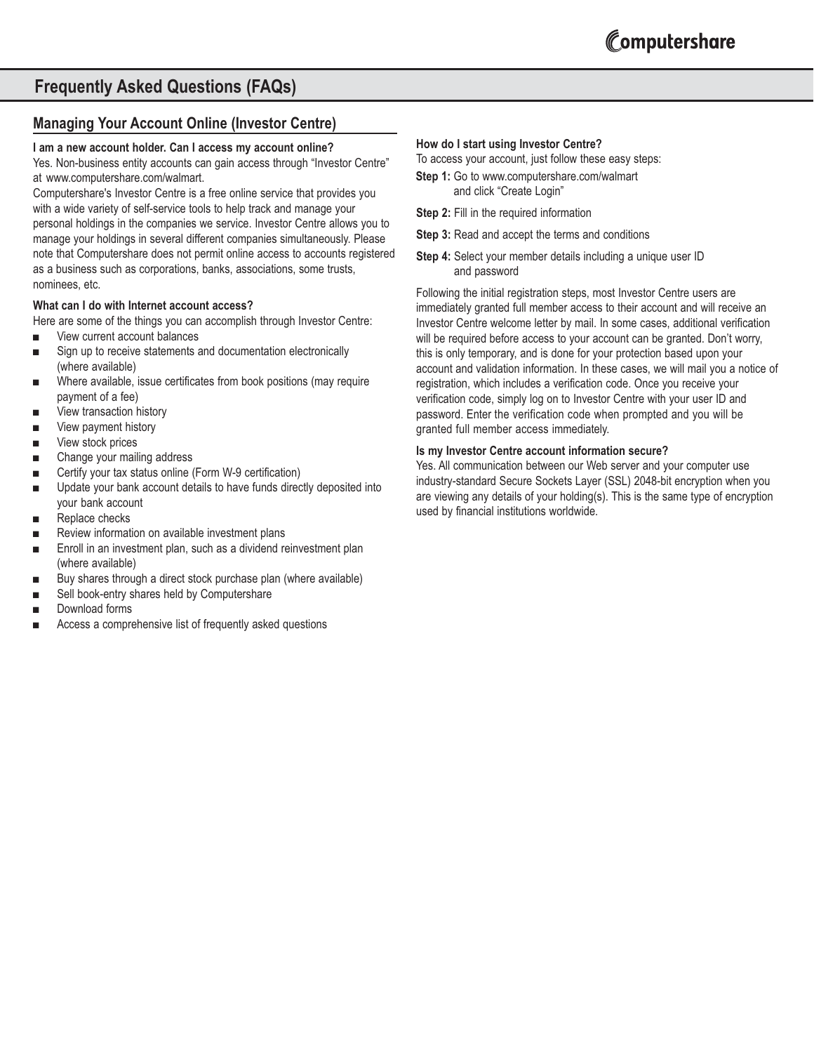# Frequently Asked Questions (FAQs)

## Managing Your Account Online (Investor Centre)

**I am a new account holder. Can I access my account online?**

Yes. Non-business entity accounts can gain access through "Investor Centre" at www.computershare.com/walmart.

Computershare's Investor Centre is a free online service that provides you with a wide variety of self-service tools to help track and manage your personal holdings in the companies we service. Investor Centre allows you to manage your holdings in several different companies simultaneously. Please note that Computershare does not permit online access to accounts registered as a business such as corporations, banks, associations, some trusts, nominees, etc.

**What can I do with Internet account access?**

Here are some of the things you can accomplish through Investor Centre:

- View current account balances
- Sign up to receive statements and documentation electronically (where available)
- Where available, issue certificates from book positions (may require payment of a fee)
- View transaction history
- View payment history
- View stock prices
- Change your mailing address
- Certify your tax status online (Form W-9 certification)
- Update your bank account details to have funds directly deposited into your bank account
- Replace checks
- Review information on available investment plans
- Enroll in an investment plan, such as a dividend reinvestment plan (where available)
- Buy shares through a direct stock purchase plan (where available)
- Sell book-entry shares held by Computershare
- Download forms
- Access a comprehensive list of frequently asked questions

**How do I start using Investor Centre?**

To access your account, just follow these easy steps:

**Step 1:** Go to www.computershare.com/walmart and click "Create Login"

**Step 2:** Fill in the required information

**Step 3:** Read and accept the terms and conditions

**Step 4:** Select your member details including a unique user ID and password

Following the initial registration steps, most Investor Centre users are immediately granted full member access to their account and will receive an Investor Centre welcome letter by mail. In some cases, additional verification will be required before access to your account can be granted. Don't worry, this is only temporary, and is done for your protection based upon your account and validation information. In these cases, we will mail you a notice of registration, which includes a verification code. Once you receive your verification code, simply log on to Investor Centre with your user ID and password. Enter the verification code when prompted and you will be granted full member access immediately.

**Is my Investor Centre account information secure?**

Yes. All communication between our Web server and your computer use industry-standard Secure Sockets Layer (SSL) 2048-bit encryption when you are viewing any details of your holding(s). This is the same type of encryption used by financial institutions worldwide.